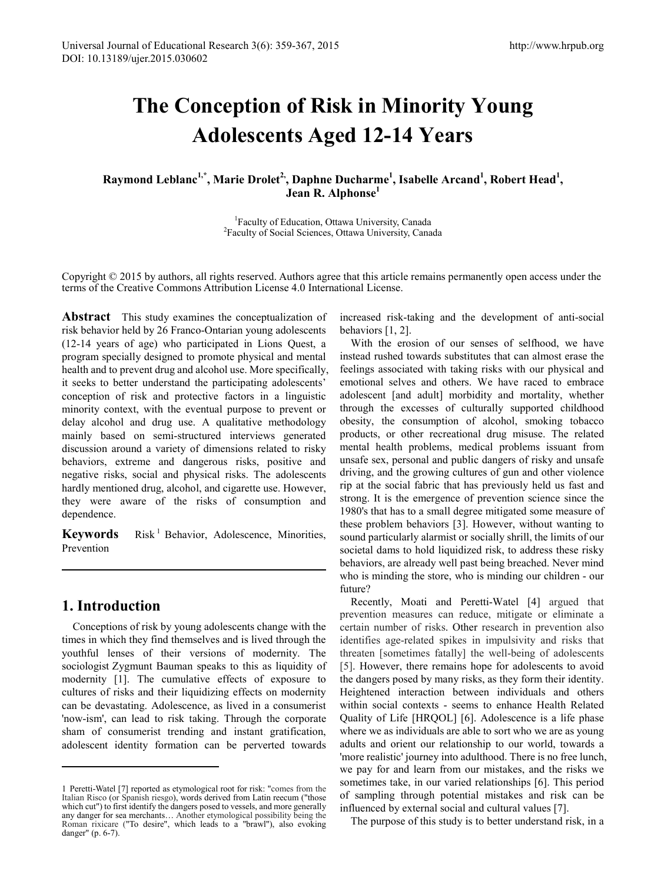# The Conception of Risk in Minority Young Adolescents Aged 12-14 Years

**Raymond Leblanc[1,*], Marie Drolet[2], Daphne Ducharme[1], Isabelle Arcand[1], Robert Head[1], Jean R. Alphonse[1]**

[1]Faculty of Education, Ottawa University, Canada
[2]Faculty of Social Sciences, Ottawa University, Canada

Copyright © 2015 by authors, all rights reserved. Authors agree that this article remains permanently open access under the terms of the Creative Commons Attribution License 4.0 International License.

**Abstract** This study examines the conceptualization of risk behavior held by 26 Franco-Ontarian young adolescents (12-14 years of age) who participated in Lions Quest, a program specially designed to promote physical and mental health and to prevent drug and alcohol use. More specifically, it seeks to better understand the participating adolescents' conception of risk and protective factors in a linguistic minority context, with the eventual purpose to prevent or delay alcohol and drug use. A qualitative methodology mainly based on semi-structured interviews generated discussion around a variety of dimensions related to risky behaviors, extreme and dangerous risks, positive and negative risks, social and physical risks. The adolescents hardly mentioned drug, alcohol, and cigarette use. However, they were aware of the risks of consumption and dependence.

**Keywords** Risk [1] Behavior, Adolescence, Minorities, Prevention

## 1. Introduction

Conceptions of risk by young adolescents change with the times in which they find themselves and is lived through the youthful lenses of their versions of modernity. The sociologist Zygmunt Bauman speaks to this as liquidity of modernity [1]. The cumulative effects of exposure to cultures of risks and their liquidizing effects on modernity can be devastating. Adolescence, as lived in a consumerist 'now-ism', can lead to risk taking. Through the corporate sham of consumerist trending and instant gratification, adolescent identity formation can be perverted towards increased risk-taking and the development of anti-social behaviors [1, 2].

With the erosion of our senses of selfhood, we have instead rushed towards substitutes that can almost erase the feelings associated with taking risks with our physical and emotional selves and others. We have raced to embrace adolescent [and adult] morbidity and mortality, whether through the excesses of culturally supported childhood obesity, the consumption of alcohol, smoking tobacco products, or other recreational drug misuse. The related mental health problems, medical problems issuant from unsafe sex, personal and public dangers of risky and unsafe driving, and the growing cultures of gun and other violence rip at the social fabric that has previously held us fast and strong. It is the emergence of prevention science since the 1980's that has to a small degree mitigated some measure of these problem behaviors [3]. However, without wanting to sound particularly alarmist or socially shrill, the limits of our societal dams to hold liquidized risk, to address these risky behaviors, are already well past being breached. Never mind who is minding the store, who is minding our children - our future?

Recently, Moati and Peretti-Watel [4] argued that prevention measures can reduce, mitigate or eliminate a certain number of risks. Other research in prevention also identifies age-related spikes in impulsivity and risks that threaten [sometimes fatally] the well-being of adolescents [5]. However, there remains hope for adolescents to avoid the dangers posed by many risks, as they form their identity. Heightened interaction between individuals and others within social contexts - seems to enhance Health Related Quality of Life [HRQOL] [6]. Adolescence is a life phase where we as individuals are able to sort who we are as young adults and orient our relationship to our world, towards a 'more realistic' journey into adulthood. There is no free lunch, we pay for and learn from our mistakes, and the risks we sometimes take, in our varied relationships [6]. This period of sampling through potential mistakes and risk can be influenced by external social and cultural values [7].

The purpose of this study is to better understand risk, in a

1 Peretti-Watel [7] reported as etymological root for risk: "comes from the Italian Risco (or Spanish riesgo), words derived from Latin reecum ("those which cut") to first identify the dangers posed to vessels, and more generally any danger for sea merchants… Another etymological possibility being the Roman rixicare ("To desire", which leads to a "brawl"), also evoking danger" (p. 6-7).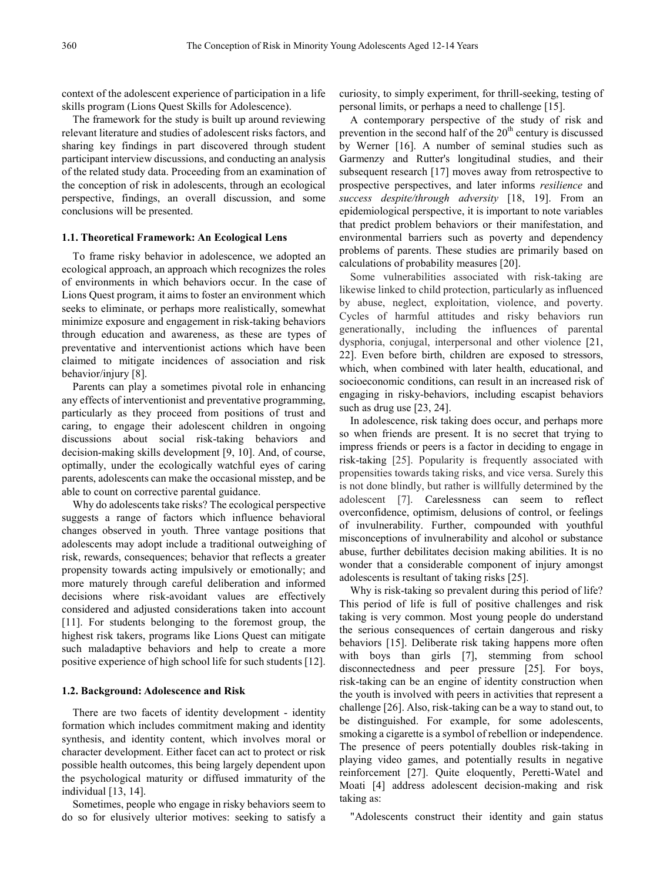context of the adolescent experience of participation in a life skills program (Lions Quest Skills for Adolescence).

The framework for the study is built up around reviewing relevant literature and studies of adolescent risks factors, and sharing key findings in part discovered through student participant interview discussions, and conducting an analysis of the related study data. Proceeding from an examination of the conception of risk in adolescents, through an ecological perspective, findings, an overall discussion, and some conclusions will be presented.

### 1.1. Theoretical Framework: An Ecological Lens

To frame risky behavior in adolescence, we adopted an ecological approach, an approach which recognizes the roles of environments in which behaviors occur. In the case of Lions Quest program, it aims to foster an environment which seeks to eliminate, or perhaps more realistically, somewhat minimize exposure and engagement in risk-taking behaviors through education and awareness, as these are types of preventative and interventionist actions which have been claimed to mitigate incidences of association and risk behavior/injury [8].

Parents can play a sometimes pivotal role in enhancing any effects of interventionist and preventative programming, particularly as they proceed from positions of trust and caring, to engage their adolescent children in ongoing discussions about social risk-taking behaviors and decision-making skills development [9, 10]. And, of course, optimally, under the ecologically watchful eyes of caring parents, adolescents can make the occasional misstep, and be able to count on corrective parental guidance.

Why do adolescents take risks? The ecological perspective suggests a range of factors which influence behavioral changes observed in youth. Three vantage positions that adolescents may adopt include a traditional outweighing of risk, rewards, consequences; behavior that reflects a greater propensity towards acting impulsively or emotionally; and more maturely through careful deliberation and informed decisions where risk-avoidant values are effectively considered and adjusted considerations taken into account [11]. For students belonging to the foremost group, the highest risk takers, programs like Lions Quest can mitigate such maladaptive behaviors and help to create a more positive experience of high school life for such students [12].

### 1.2. Background: Adolescence and Risk

There are two facets of identity development - identity formation which includes commitment making and identity synthesis, and identity content, which involves moral or character development. Either facet can act to protect or risk possible health outcomes, this being largely dependent upon the psychological maturity or diffused immaturity of the individual [13, 14].

Sometimes, people who engage in risky behaviors seem to do so for elusively ulterior motives: seeking to satisfy a curiosity, to simply experiment, for thrill-seeking, testing of personal limits, or perhaps a need to challenge [15].

A contemporary perspective of the study of risk and prevention in the second half of the 20th century is discussed by Werner [16]. A number of seminal studies such as Garmenzy and Rutter's longitudinal studies, and their subsequent research [17] moves away from retrospective to prospective perspectives, and later informs *resilience* and *success despite/through adversity* [18, 19]. From an epidemiological perspective, it is important to note variables that predict problem behaviors or their manifestation, and environmental barriers such as poverty and dependency problems of parents. These studies are primarily based on calculations of probability measures [20].

Some vulnerabilities associated with risk-taking are likewise linked to child protection, particularly as influenced by abuse, neglect, exploitation, violence, and poverty. Cycles of harmful attitudes and risky behaviors run generationally, including the influences of parental dysphoria, conjugal, interpersonal and other violence [21, 22]. Even before birth, children are exposed to stressors, which, when combined with later health, educational, and socioeconomic conditions, can result in an increased risk of engaging in risky-behaviors, including escapist behaviors such as drug use [23, 24].

In adolescence, risk taking does occur, and perhaps more so when friends are present. It is no secret that trying to impress friends or peers is a factor in deciding to engage in risk-taking [25]. Popularity is frequently associated with propensities towards taking risks, and vice versa. Surely this is not done blindly, but rather is willfully determined by the adolescent [7]. Carelessness can seem to reflect overconfidence, optimism, delusions of control, or feelings of invulnerability. Further, compounded with youthful misconceptions of invulnerability and alcohol or substance abuse, further debilitates decision making abilities. It is no wonder that a considerable component of injury amongst adolescents is resultant of taking risks [25].

Why is risk-taking so prevalent during this period of life? This period of life is full of positive challenges and risk taking is very common. Most young people do understand the serious consequences of certain dangerous and risky behaviors [15]. Deliberate risk taking happens more often with boys than girls [7], stemming from school disconnectedness and peer pressure [25]. For boys, risk-taking can be an engine of identity construction when the youth is involved with peers in activities that represent a challenge [26]. Also, risk-taking can be a way to stand out, to be distinguished. For example, for some adolescents, smoking a cigarette is a symbol of rebellion or independence. The presence of peers potentially doubles risk-taking in playing video games, and potentially results in negative reinforcement [27]. Quite eloquently, Peretti-Watel and Moati [4] address adolescent decision-making and risk taking as:

"Adolescents construct their identity and gain status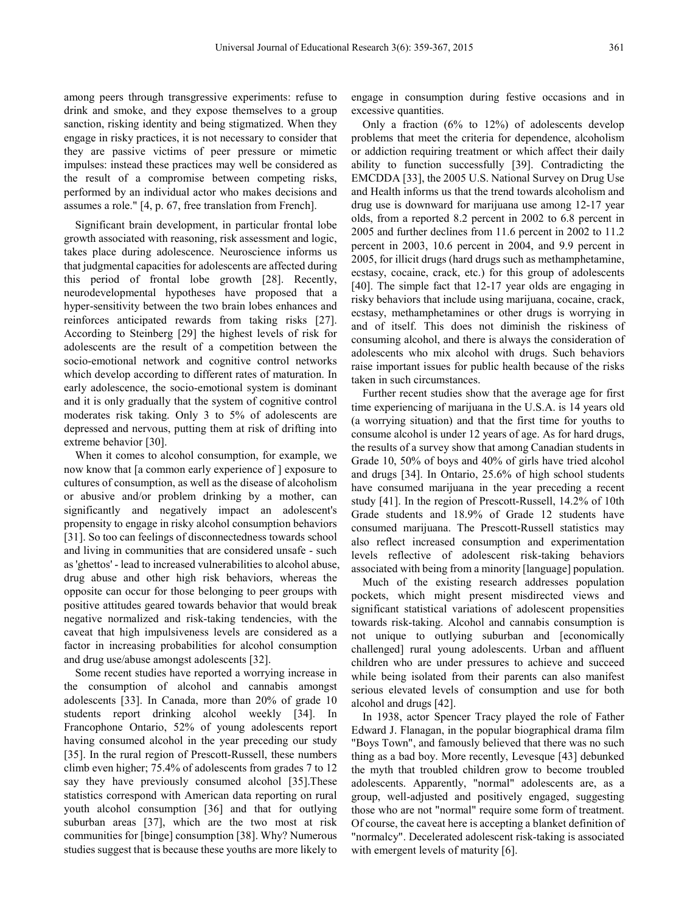among peers through transgressive experiments: refuse to drink and smoke, and they expose themselves to a group sanction, risking identity and being stigmatized. When they engage in risky practices, it is not necessary to consider that they are passive victims of peer pressure or mimetic impulses: instead these practices may well be considered as the result of a compromise between competing risks, performed by an individual actor who makes decisions and assumes a role." [4, p. 67, free translation from French].

Significant brain development, in particular frontal lobe growth associated with reasoning, risk assessment and logic, takes place during adolescence. Neuroscience informs us that judgmental capacities for adolescents are affected during this period of frontal lobe growth [28]. Recently, neurodevelopmental hypotheses have proposed that a hyper-sensitivity between the two brain lobes enhances and reinforces anticipated rewards from taking risks [27]. According to Steinberg [29] the highest levels of risk for adolescents are the result of a competition between the socio-emotional network and cognitive control networks which develop according to different rates of maturation. In early adolescence, the socio-emotional system is dominant and it is only gradually that the system of cognitive control moderates risk taking. Only 3 to 5% of adolescents are depressed and nervous, putting them at risk of drifting into extreme behavior [30].

When it comes to alcohol consumption, for example, we now know that [a common early experience of ] exposure to cultures of consumption, as well as the disease of alcoholism or abusive and/or problem drinking by a mother, can significantly and negatively impact an adolescent's propensity to engage in risky alcohol consumption behaviors [31]. So too can feelings of disconnectedness towards school and living in communities that are considered unsafe - such as 'ghettos' - lead to increased vulnerabilities to alcohol abuse, drug abuse and other high risk behaviors, whereas the opposite can occur for those belonging to peer groups with positive attitudes geared towards behavior that would break negative normalized and risk-taking tendencies, with the caveat that high impulsiveness levels are considered as a factor in increasing probabilities for alcohol consumption and drug use/abuse amongst adolescents [32].

Some recent studies have reported a worrying increase in the consumption of alcohol and cannabis amongst adolescents [33]. In Canada, more than 20% of grade 10 students report drinking alcohol weekly [34]. In Francophone Ontario, 52% of young adolescents report having consumed alcohol in the year preceding our study [35]. In the rural region of Prescott-Russell, these numbers climb even higher; 75.4% of adolescents from grades 7 to 12 say they have previously consumed alcohol [35].These statistics correspond with American data reporting on rural youth alcohol consumption [36] and that for outlying suburban areas [37], which are the two most at risk communities for [binge] consumption [38]. Why? Numerous studies suggest that is because these youths are more likely to engage in consumption during festive occasions and in excessive quantities.

Only a fraction (6% to 12%) of adolescents develop problems that meet the criteria for dependence, alcoholism or addiction requiring treatment or which affect their daily ability to function successfully [39]. Contradicting the EMCDDA [33], the 2005 U.S. National Survey on Drug Use and Health informs us that the trend towards alcoholism and drug use is downward for marijuana use among 12-17 year olds, from a reported 8.2 percent in 2002 to 6.8 percent in 2005 and further declines from 11.6 percent in 2002 to 11.2 percent in 2003, 10.6 percent in 2004, and 9.9 percent in 2005, for illicit drugs (hard drugs such as methamphetamine, ecstasy, cocaine, crack, etc.) for this group of adolescents [40]. The simple fact that 12-17 year olds are engaging in risky behaviors that include using marijuana, cocaine, crack, ecstasy, methamphetamines or other drugs is worrying in and of itself. This does not diminish the riskiness of consuming alcohol, and there is always the consideration of adolescents who mix alcohol with drugs. Such behaviors raise important issues for public health because of the risks taken in such circumstances.

Further recent studies show that the average age for first time experiencing of marijuana in the U.S.A. is 14 years old (a worrying situation) and that the first time for youths to consume alcohol is under 12 years of age. As for hard drugs, the results of a survey show that among Canadian students in Grade 10, 50% of boys and 40% of girls have tried alcohol and drugs [34]. In Ontario, 25.6% of high school students have consumed marijuana in the year preceding a recent study [41]. In the region of Prescott-Russell, 14.2% of 10th Grade students and 18.9% of Grade 12 students have consumed marijuana. The Prescott-Russell statistics may also reflect increased consumption and experimentation levels reflective of adolescent risk-taking behaviors associated with being from a minority [language] population.

Much of the existing research addresses population pockets, which might present misdirected views and significant statistical variations of adolescent propensities towards risk-taking. Alcohol and cannabis consumption is not unique to outlying suburban and [economically challenged] rural young adolescents. Urban and affluent children who are under pressures to achieve and succeed while being isolated from their parents can also manifest serious elevated levels of consumption and use for both alcohol and drugs [42].

In 1938, actor Spencer Tracy played the role of Father Edward J. Flanagan, in the popular biographical drama film "Boys Town", and famously believed that there was no such thing as a bad boy. More recently, Levesque [43] debunked the myth that troubled children grow to become troubled adolescents. Apparently, "normal" adolescents are, as a group, well-adjusted and positively engaged, suggesting those who are not "normal" require some form of treatment. Of course, the caveat here is accepting a blanket definition of "normalcy". Decelerated adolescent risk-taking is associated with emergent levels of maturity [6].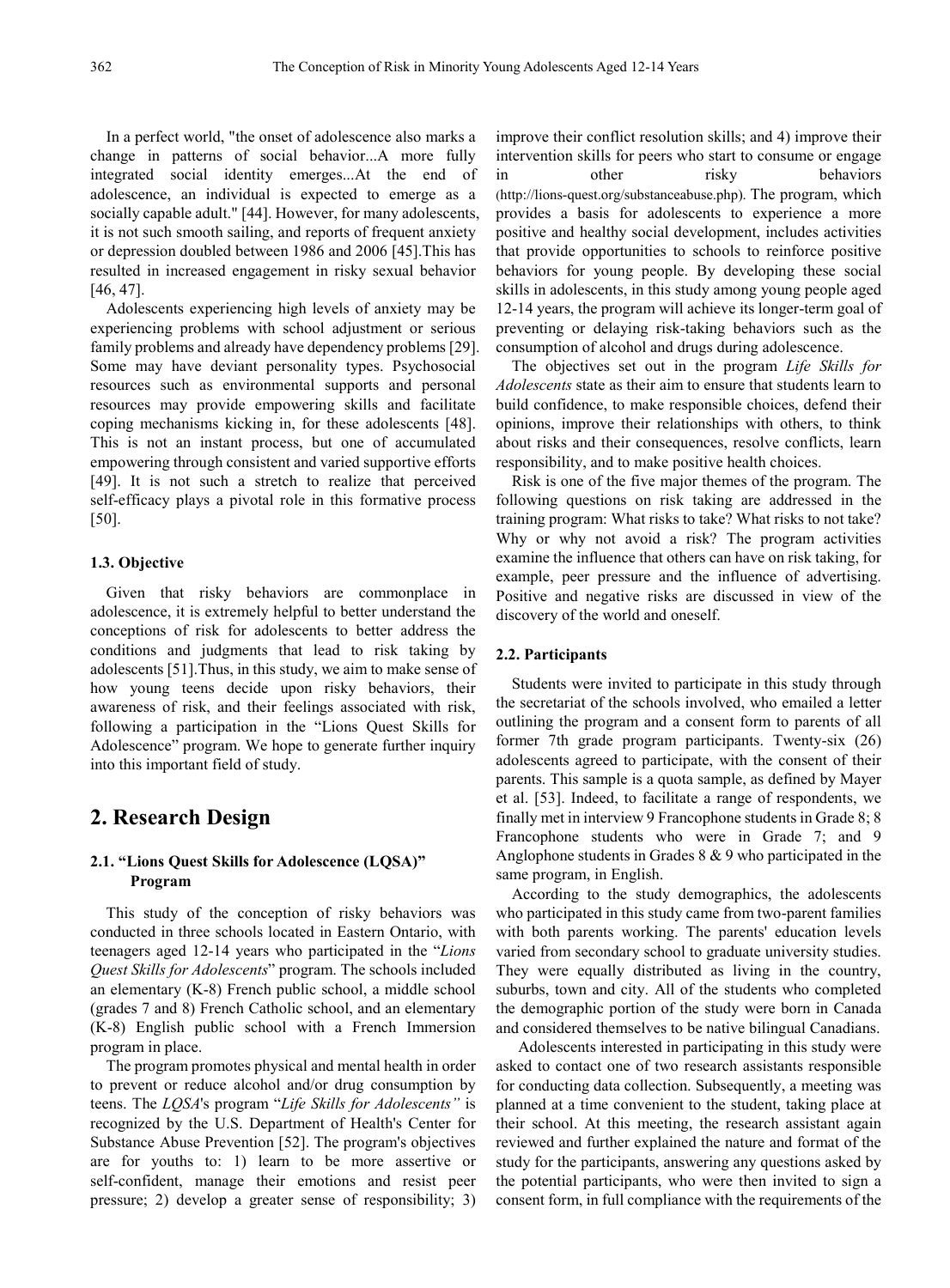In a perfect world, "the onset of adolescence also marks a change in patterns of social behavior...A more fully integrated social identity emerges...At the end of adolescence, an individual is expected to emerge as a socially capable adult." [44]. However, for many adolescents, it is not such smooth sailing, and reports of frequent anxiety or depression doubled between 1986 and 2006 [45].This has resulted in increased engagement in risky sexual behavior [46, 47].

Adolescents experiencing high levels of anxiety may be experiencing problems with school adjustment or serious family problems and already have dependency problems [29]. Some may have deviant personality types. Psychosocial resources such as environmental supports and personal resources may provide empowering skills and facilitate coping mechanisms kicking in, for these adolescents [48]. This is not an instant process, but one of accumulated empowering through consistent and varied supportive efforts [49]. It is not such a stretch to realize that perceived self-efficacy plays a pivotal role in this formative process [50].

### 1.3. Objective

Given that risky behaviors are commonplace in adolescence, it is extremely helpful to better understand the conceptions of risk for adolescents to better address the conditions and judgments that lead to risk taking by adolescents [51].Thus, in this study, we aim to make sense of how young teens decide upon risky behaviors, their awareness of risk, and their feelings associated with risk, following a participation in the "Lions Quest Skills for Adolescence" program. We hope to generate further inquiry into this important field of study.

## 2. Research Design

### 2.1. "Lions Quest Skills for Adolescence (LQSA)" Program

This study of the conception of risky behaviors was conducted in three schools located in Eastern Ontario, with teenagers aged 12-14 years who participated in the "*Lions Quest Skills for Adolescents*" program. The schools included an elementary (K-8) French public school, a middle school (grades 7 and 8) French Catholic school, and an elementary (K-8) English public school with a French Immersion program in place.

The program promotes physical and mental health in order to prevent or reduce alcohol and/or drug consumption by teens. The *LQSA*'s program "*Life Skills for Adolescents"* is recognized by the U.S. Department of Health's Center for Substance Abuse Prevention [52]. The program's objectives are for youths to: 1) learn to be more assertive or self-confident, manage their emotions and resist peer pressure; 2) develop a greater sense of responsibility; 3) improve their conflict resolution skills; and 4) improve their intervention skills for peers who start to consume or engage in other risky behaviors (http://lions-quest.org/substanceabuse.php). The program, which provides a basis for adolescents to experience a more positive and healthy social development, includes activities that provide opportunities to schools to reinforce positive behaviors for young people. By developing these social skills in adolescents, in this study among young people aged 12-14 years, the program will achieve its longer-term goal of preventing or delaying risk-taking behaviors such as the consumption of alcohol and drugs during adolescence.

The objectives set out in the program *Life Skills for Adolescents* state as their aim to ensure that students learn to build confidence, to make responsible choices, defend their opinions, improve their relationships with others, to think about risks and their consequences, resolve conflicts, learn responsibility, and to make positive health choices.

Risk is one of the five major themes of the program. The following questions on risk taking are addressed in the training program: What risks to take? What risks to not take? Why or why not avoid a risk? The program activities examine the influence that others can have on risk taking, for example, peer pressure and the influence of advertising. Positive and negative risks are discussed in view of the discovery of the world and oneself.

### 2.2. Participants

Students were invited to participate in this study through the secretariat of the schools involved, who emailed a letter outlining the program and a consent form to parents of all former 7th grade program participants. Twenty-six (26) adolescents agreed to participate, with the consent of their parents. This sample is a quota sample, as defined by Mayer et al. [53]. Indeed, to facilitate a range of respondents, we finally met in interview 9 Francophone students in Grade 8; 8 Francophone students who were in Grade 7; and 9 Anglophone students in Grades 8 & 9 who participated in the same program, in English.

According to the study demographics, the adolescents who participated in this study came from two-parent families with both parents working. The parents' education levels varied from secondary school to graduate university studies. They were equally distributed as living in the country, suburbs, town and city. All of the students who completed the demographic portion of the study were born in Canada and considered themselves to be native bilingual Canadians.

Adolescents interested in participating in this study were asked to contact one of two research assistants responsible for conducting data collection. Subsequently, a meeting was planned at a time convenient to the student, taking place at their school. At this meeting, the research assistant again reviewed and further explained the nature and format of the study for the participants, answering any questions asked by the potential participants, who were then invited to sign a consent form, in full compliance with the requirements of the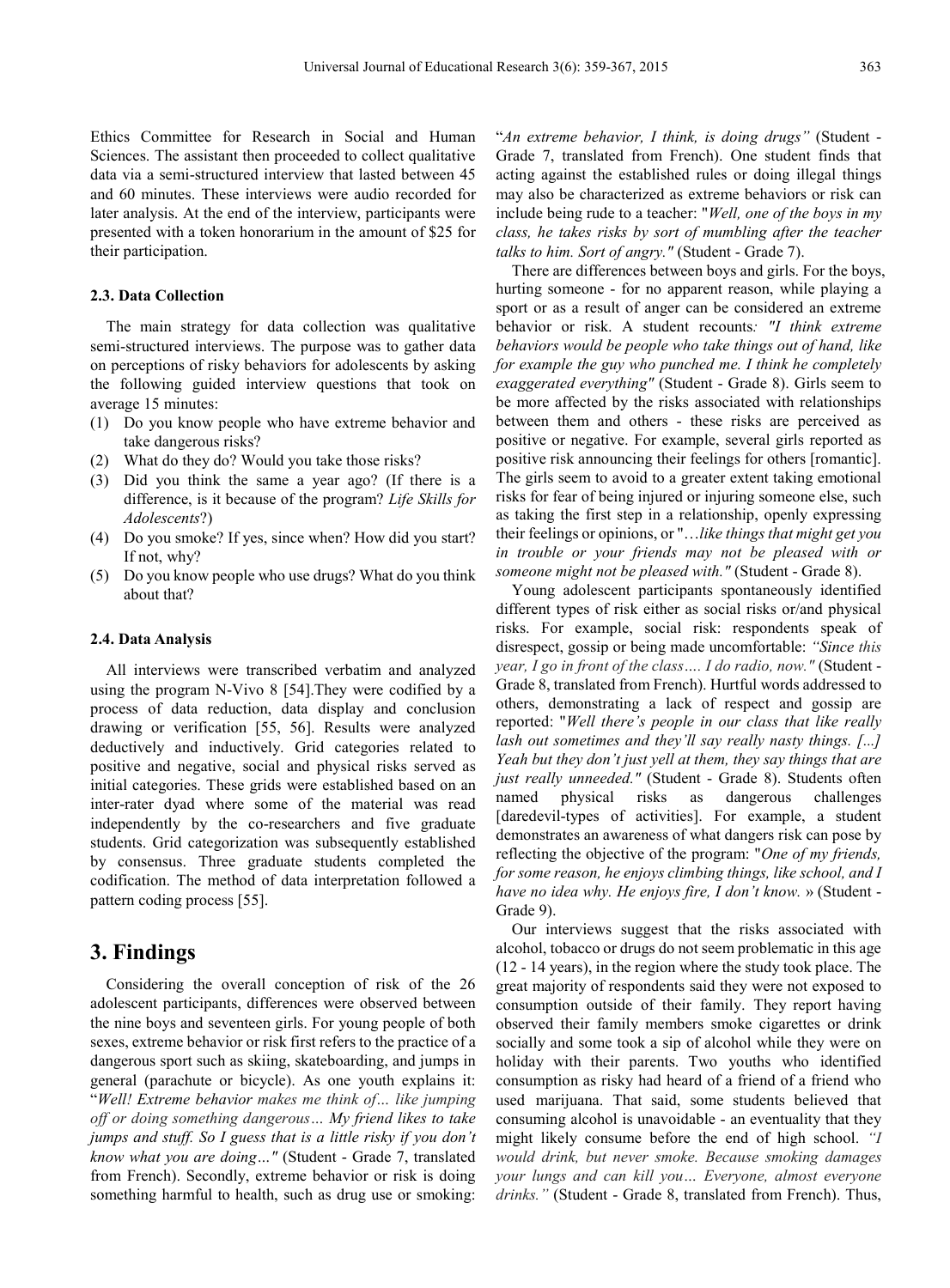Ethics Committee for Research in Social and Human Sciences. The assistant then proceeded to collect qualitative data via a semi-structured interview that lasted between 45 and 60 minutes. These interviews were audio recorded for later analysis. At the end of the interview, participants were presented with a token honorarium in the amount of $25 for their participation.

### 2.3. Data Collection

The main strategy for data collection was qualitative semi-structured interviews. The purpose was to gather data on perceptions of risky behaviors for adolescents by asking the following guided interview questions that took on average 15 minutes:

(1) Do you know people who have extreme behavior and take dangerous risks?
(2) What do they do? Would you take those risks?
(3) Did you think the same a year ago? (If there is a difference, is it because of the program? *Life Skills for Adolescents*?)
(4) Do you smoke? If yes, since when? How did you start? If not, why?
(5) Do you know people who use drugs? What do you think about that?

### 2.4. Data Analysis

All interviews were transcribed verbatim and analyzed using the program N-Vivo 8 [54].They were codified by a process of data reduction, data display and conclusion drawing or verification [55, 56]. Results were analyzed deductively and inductively. Grid categories related to positive and negative, social and physical risks served as initial categories. These grids were established based on an inter-rater dyad where some of the material was read independently by the co-researchers and five graduate students. Grid categorization was subsequently established by consensus. Three graduate students completed the codification. The method of data interpretation followed a pattern coding process [55].

## 3. Findings

Considering the overall conception of risk of the 26 adolescent participants, differences were observed between the nine boys and seventeen girls. For young people of both sexes, extreme behavior or risk first refers to the practice of a dangerous sport such as skiing, skateboarding, and jumps in general (parachute or bicycle). As one youth explains it: "*Well! Extreme behavior makes me think of… like jumping off or doing something dangerous… My friend likes to take jumps and stuff. So I guess that is a little risky if you don't know what you are doing…"* (Student - Grade 7, translated from French). Secondly, extreme behavior or risk is doing something harmful to health, such as drug use or smoking: "*An extreme behavior, I think, is doing drugs"* (Student - Grade 7, translated from French). One student finds that acting against the established rules or doing illegal things may also be characterized as extreme behaviors or risk can include being rude to a teacher: "*Well, one of the boys in my class, he takes risks by sort of mumbling after the teacher talks to him. Sort of angry."* (Student - Grade 7).

There are differences between boys and girls. For the boys, hurting someone - for no apparent reason, while playing a sport or as a result of anger can be considered an extreme behavior or risk. A student recounts*: "I think extreme behaviors would be people who take things out of hand, like for example the guy who punched me. I think he completely exaggerated everything"* (Student - Grade 8). Girls seem to be more affected by the risks associated with relationships between them and others - these risks are perceived as positive or negative. For example, several girls reported as positive risk announcing their feelings for others [romantic]. The girls seem to avoid to a greater extent taking emotional risks for fear of being injured or injuring someone else, such as taking the first step in a relationship, openly expressing their feelings or opinions, or "*…like things that might get you in trouble or your friends may not be pleased with or someone might not be pleased with."* (Student - Grade 8).

Young adolescent participants spontaneously identified different types of risk either as social risks or/and physical risks. For example, social risk: respondents speak of disrespect, gossip or being made uncomfortable: *"Since this year, I go in front of the class…. I do radio, now."* (Student - Grade 8, translated from French). Hurtful words addressed to others, demonstrating a lack of respect and gossip are reported: "*Well there's people in our class that like really lash out sometimes and they'll say really nasty things. [...] Yeah but they don't just yell at them, they say things that are just really unneeded."* (Student - Grade 8). Students often named physical risks as dangerous challenges [daredevil-types of activities]. For example, a student demonstrates an awareness of what dangers risk can pose by reflecting the objective of the program: "*One of my friends, for some reason, he enjoys climbing things, like school, and I have no idea why. He enjoys fire, I don't know.* » (Student - Grade 9).

Our interviews suggest that the risks associated with alcohol, tobacco or drugs do not seem problematic in this age (12 - 14 years), in the region where the study took place. The great majority of respondents said they were not exposed to consumption outside of their family. They report having observed their family members smoke cigarettes or drink socially and some took a sip of alcohol while they were on holiday with their parents. Two youths who identified consumption as risky had heard of a friend of a friend who used marijuana. That said, some students believed that consuming alcohol is unavoidable - an eventuality that they might likely consume before the end of high school. *"I would drink, but never smoke. Because smoking damages your lungs and can kill you… Everyone, almost everyone drinks."* (Student - Grade 8, translated from French). Thus,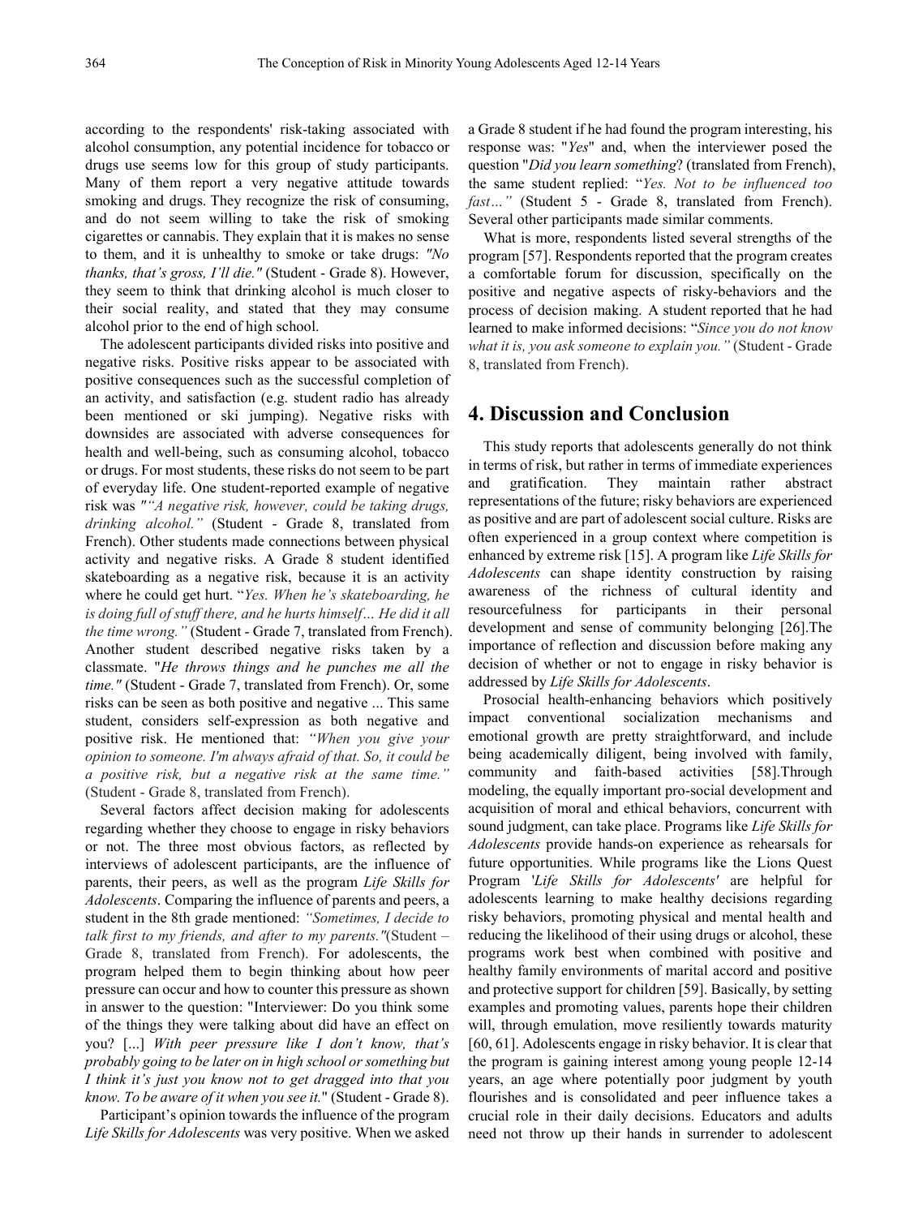according to the respondents' risk-taking associated with alcohol consumption, any potential incidence for tobacco or drugs use seems low for this group of study participants. Many of them report a very negative attitude towards smoking and drugs. They recognize the risk of consuming, and do not seem willing to take the risk of smoking cigarettes or cannabis. They explain that it is makes no sense to them, and it is unhealthy to smoke or take drugs: *"No thanks, that's gross, I'll die."* (Student - Grade 8). However, they seem to think that drinking alcohol is much closer to their social reality, and stated that they may consume alcohol prior to the end of high school.

The adolescent participants divided risks into positive and negative risks. Positive risks appear to be associated with positive consequences such as the successful completion of an activity, and satisfaction (e.g. student radio has already been mentioned or ski jumping). Negative risks with downsides are associated with adverse consequences for health and well-being, such as consuming alcohol, tobacco or drugs. For most students, these risks do not seem to be part of everyday life. One student-reported example of negative risk was *"“A negative risk, however, could be taking drugs, drinking alcohol.”* (Student - Grade 8, translated from French). Other students made connections between physical activity and negative risks. A Grade 8 student identified skateboarding as a negative risk, because it is an activity where he could get hurt. “*Yes. When he's skateboarding, he is doing full of stuff there, and he hurts himself… He did it all the time wrong.”* (Student - Grade 7, translated from French). Another student described negative risks taken by a classmate. "*He throws things and he punches me all the time."* (Student - Grade 7, translated from French). Or, some risks can be seen as both positive and negative ... This same student, considers self-expression as both negative and positive risk. He mentioned that: *“When you give your opinion to someone. I'm always afraid of that. So, it could be a positive risk, but a negative risk at the same time.”* (Student - Grade 8, translated from French).

Several factors affect decision making for adolescents regarding whether they choose to engage in risky behaviors or not. The three most obvious factors, as reflected by interviews of adolescent participants, are the influence of parents, their peers, as well as the program *Life Skills for Adolescents*. Comparing the influence of parents and peers, a student in the 8th grade mentioned: *“Sometimes, I decide to talk first to my friends, and after to my parents."*(Student – Grade 8, translated from French). For adolescents, the program helped them to begin thinking about how peer pressure can occur and how to counter this pressure as shown in answer to the question: "Interviewer: Do you think some of the things they were talking about did have an effect on you? [...] *With peer pressure like I don't know, that's probably going to be later on in high school or something but I think it's just you know not to get dragged into that you know. To be aware of it when you see it.*" (Student - Grade 8).

Participant's opinion towards the influence of the program *Life Skills for Adolescents* was very positive. When we asked a Grade 8 student if he had found the program interesting, his response was: "*Yes*" and, when the interviewer posed the question "*Did you learn something*? (translated from French), the same student replied: “*Yes. Not to be influenced too fast…”* (Student 5 - Grade 8, translated from French). Several other participants made similar comments.

What is more, respondents listed several strengths of the program [57]. Respondents reported that the program creates a comfortable forum for discussion, specifically on the positive and negative aspects of risky-behaviors and the process of decision making. A student reported that he had learned to make informed decisions: “*Since you do not know what it is, you ask someone to explain you.”* (Student - Grade 8, translated from French).

## 4. Discussion and Conclusion

This study reports that adolescents generally do not think in terms of risk, but rather in terms of immediate experiences and gratification. They maintain rather abstract representations of the future; risky behaviors are experienced as positive and are part of adolescent social culture. Risks are often experienced in a group context where competition is enhanced by extreme risk [15]. A program like *Life Skills for Adolescents* can shape identity construction by raising awareness of the richness of cultural identity and resourcefulness for participants in their personal development and sense of community belonging [26].The importance of reflection and discussion before making any decision of whether or not to engage in risky behavior is addressed by *Life Skills for Adolescents*.

Prosocial health-enhancing behaviors which positively impact conventional socialization mechanisms and emotional growth are pretty straightforward, and include being academically diligent, being involved with family, community and faith-based activities [58].Through modeling, the equally important pro-social development and acquisition of moral and ethical behaviors, concurrent with sound judgment, can take place. Programs like *Life Skills for Adolescents* provide hands-on experience as rehearsals for future opportunities. While programs like the Lions Quest Program '*Life Skills for Adolescents'* are helpful for adolescents learning to make healthy decisions regarding risky behaviors, promoting physical and mental health and reducing the likelihood of their using drugs or alcohol, these programs work best when combined with positive and healthy family environments of marital accord and positive and protective support for children [59]. Basically, by setting examples and promoting values, parents hope their children will, through emulation, move resiliently towards maturity [60, 61]. Adolescents engage in risky behavior. It is clear that the program is gaining interest among young people 12-14 years, an age where potentially poor judgment by youth flourishes and is consolidated and peer influence takes a crucial role in their daily decisions. Educators and adults need not throw up their hands in surrender to adolescent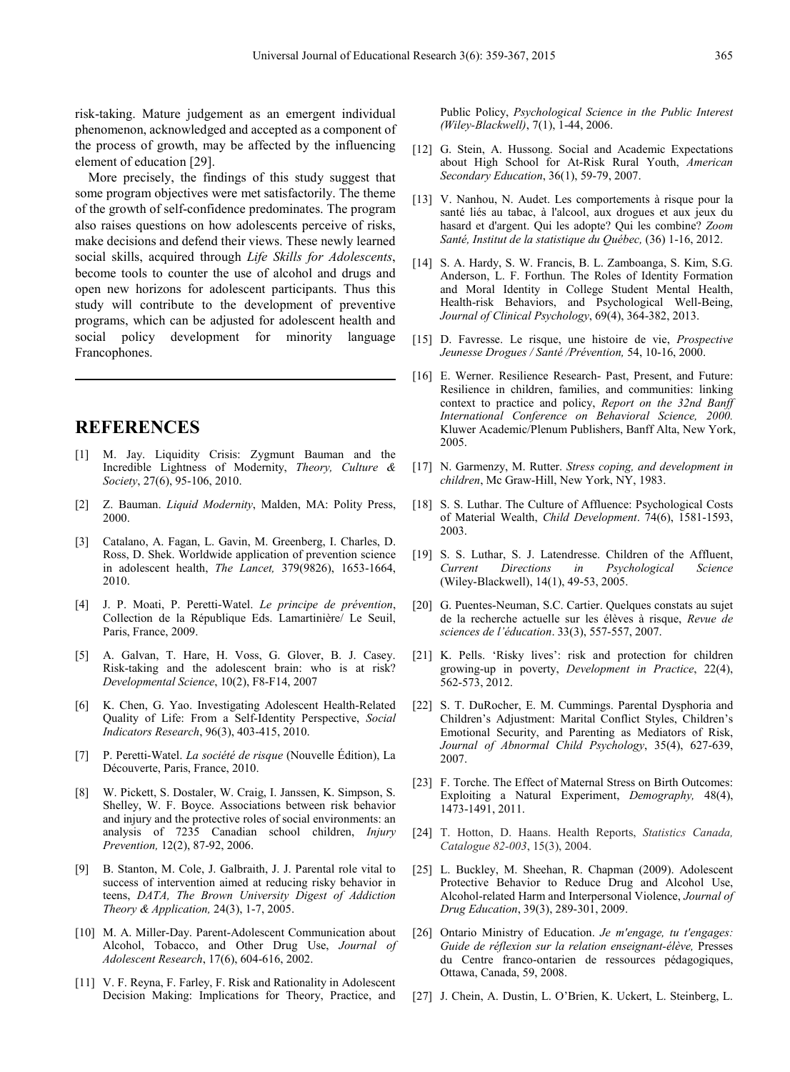risk-taking. Mature judgement as an emergent individual phenomenon, acknowledged and accepted as a component of the process of growth, may be affected by the influencing element of education [29].

More precisely, the findings of this study suggest that some program objectives were met satisfactorily. The theme of the growth of self-confidence predominates. The program also raises questions on how adolescents perceive of risks, make decisions and defend their views. These newly learned social skills, acquired through *Life Skills for Adolescents*, become tools to counter the use of alcohol and drugs and open new horizons for adolescent participants. Thus this study will contribute to the development of preventive programs, which can be adjusted for adolescent health and social policy development for minority language Francophones.

---

## REFERENCES

[1] M. Jay. Liquidity Crisis: Zygmunt Bauman and the Incredible Lightness of Modernity, *Theory, Culture & Society*, 27(6), 95-106, 2010.

[2] Z. Bauman. *Liquid Modernity*, Malden, MA: Polity Press, 2000.

[3] Catalano, A. Fagan, L. Gavin, M. Greenberg, I. Charles, D. Ross, D. Shek. Worldwide application of prevention science in adolescent health, *The Lancet,* 379(9826), 1653-1664, 2010.

[4] J. P. Moati, P. Peretti-Watel. *Le principe de prévention*, Collection de la République Eds. Lamartinière/ Le Seuil, Paris, France, 2009.

[5] A. Galvan, T. Hare, H. Voss, G. Glover, B. J. Casey. Risk-taking and the adolescent brain: who is at risk? *Developmental Science*, 10(2), F8-F14, 2007

[6] K. Chen, G. Yao. Investigating Adolescent Health-Related Quality of Life: From a Self-Identity Perspective, *Social Indicators Research*, 96(3), 403-415, 2010.

[7] P. Peretti-Watel. *La société de risque* (Nouvelle Édition), La Découverte, Paris, France, 2010.

[8] W. Pickett, S. Dostaler, W. Craig, I. Janssen, K. Simpson, S. Shelley, W. F. Boyce. Associations between risk behavior and injury and the protective roles of social environments: an analysis of 7235 Canadian school children, *Injury Prevention,* 12(2), 87-92, 2006.

[9] B. Stanton, M. Cole, J. Galbraith, J. J. Parental role vital to success of intervention aimed at reducing risky behavior in teens, *DATA, The Brown University Digest of Addiction Theory & Application,* 24(3), 1-7, 2005.

[10] M. A. Miller-Day. Parent-Adolescent Communication about Alcohol, Tobacco, and Other Drug Use, *Journal of Adolescent Research*, 17(6), 604-616, 2002.

[11] V. F. Reyna, F. Farley, F. Risk and Rationality in Adolescent Decision Making: Implications for Theory, Practice, and Public Policy, *Psychological Science in the Public Interest (Wiley-Blackwell)*, 7(1), 1-44, 2006.

[12] G. Stein, A. Hussong. Social and Academic Expectations about High School for At-Risk Rural Youth, *American Secondary Education*, 36(1), 59-79, 2007.

[13] V. Nanhou, N. Audet. Les comportements à risque pour la santé liés au tabac, à l'alcool, aux drogues et aux jeux du hasard et d'argent. Qui les adopte? Qui les combine? *Zoom Santé, Institut de la statistique du Québec,* (36) 1-16, 2012.

[14] S. A. Hardy, S. W. Francis, B. L. Zamboanga, S. Kim, S.G. Anderson, L. F. Forthun. The Roles of Identity Formation and Moral Identity in College Student Mental Health, Health-risk Behaviors, and Psychological Well-Being, *Journal of Clinical Psychology*, 69(4), 364-382, 2013.

[15] D. Favresse. Le risque, une histoire de vie, *Prospective Jeunesse Drogues / Santé /Prévention,* 54, 10-16, 2000.

[16] E. Werner. Resilience Research- Past, Present, and Future: Resilience in children, families, and communities: linking context to practice and policy, *Report on the 32nd Banff International Conference on Behavioral Science, 2000.* Kluwer Academic/Plenum Publishers, Banff Alta, New York, 2005.

[17] N. Garmenzy, M. Rutter. *Stress coping, and development in children*, Mc Graw-Hill, New York, NY, 1983.

[18] S. S. Luthar. The Culture of Affluence: Psychological Costs of Material Wealth, *Child Development*. 74(6), 1581-1593, 2003.

[19] S. S. Luthar, S. J. Latendresse. Children of the Affluent, *Current Directions in Psychological Science* (Wiley-Blackwell), 14(1), 49-53, 2005.

[20] G. Puentes-Neuman, S.C. Cartier. Quelques constats au sujet de la recherche actuelle sur les élèves à risque, *Revue de sciences de l'éducation*. 33(3), 557-557, 2007.

[21] K. Pells. 'Risky lives': risk and protection for children growing-up in poverty, *Development in Practice*, 22(4), 562-573, 2012.

[22] S. T. DuRocher, E. M. Cummings. Parental Dysphoria and Children's Adjustment: Marital Conflict Styles, Children's Emotional Security, and Parenting as Mediators of Risk, *Journal of Abnormal Child Psychology*, 35(4), 627-639, 2007.

[23] F. Torche. The Effect of Maternal Stress on Birth Outcomes: Exploiting a Natural Experiment, *Demography,* 48(4), 1473-1491, 2011.

[24] T. Hotton, D. Haans. Health Reports, *Statistics Canada, Catalogue 82-003*, 15(3), 2004.

[25] L. Buckley, M. Sheehan, R. Chapman (2009). Adolescent Protective Behavior to Reduce Drug and Alcohol Use, Alcohol-related Harm and Interpersonal Violence, *Journal of Drug Education*, 39(3), 289-301, 2009.

[26] Ontario Ministry of Education. *Je m'engage, tu t'engages: Guide de réflexion sur la relation enseignant-élève,* Presses du Centre franco-ontarien de ressources pédagogiques, Ottawa, Canada, 59, 2008.

[27] J. Chein, A. Dustin, L. O'Brien, K. Uckert, L. Steinberg, L.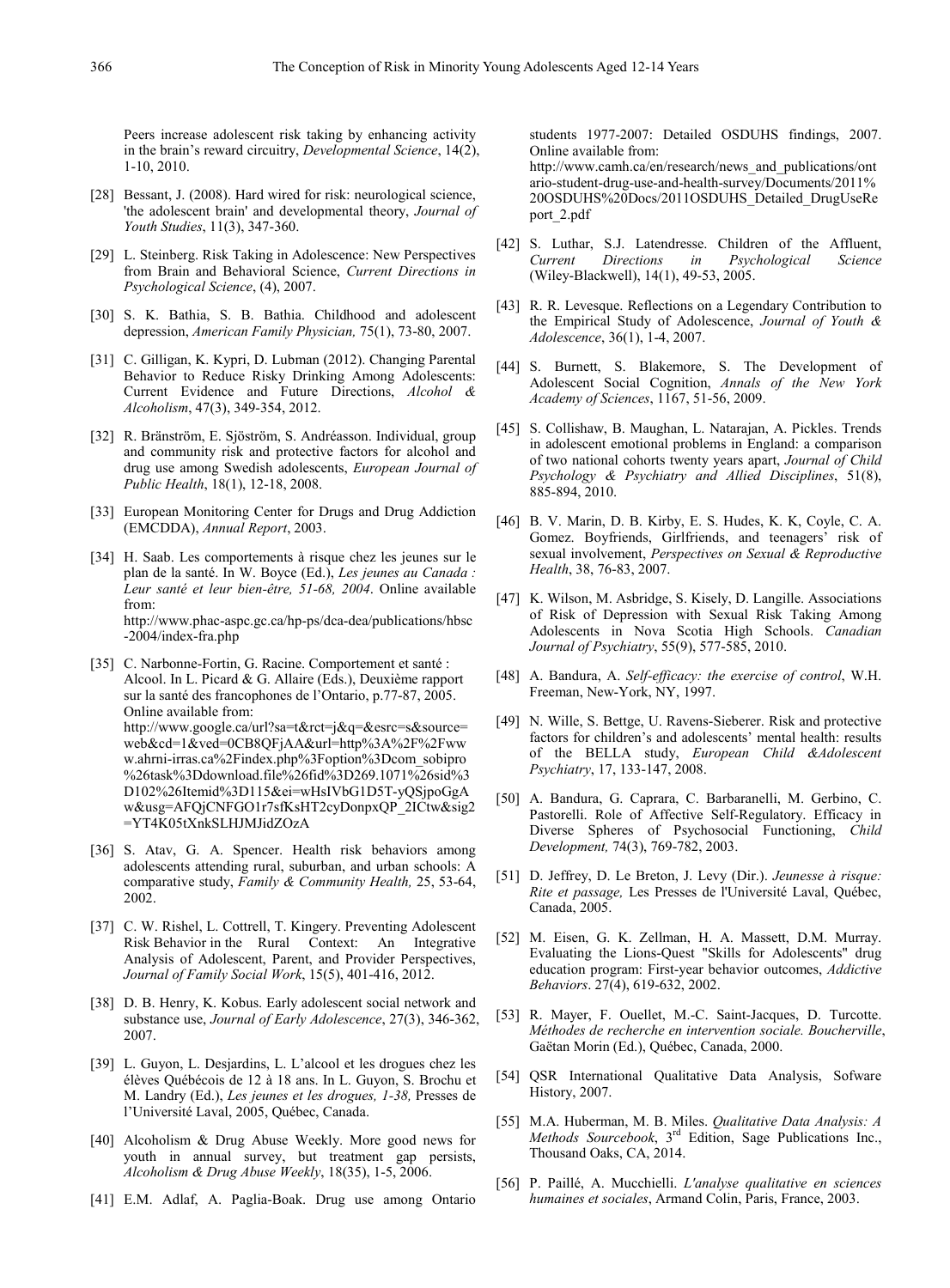Peers increase adolescent risk taking by enhancing activity in the brain's reward circuitry, *Developmental Science*, 14(2), 1-10, 2010.

[28] Bessant, J. (2008). Hard wired for risk: neurological science, 'the adolescent brain' and developmental theory, *Journal of Youth Studies*, 11(3), 347-360.

[29] L. Steinberg. Risk Taking in Adolescence: New Perspectives from Brain and Behavioral Science, *Current Directions in Psychological Science*, (4), 2007.

[30] S. K. Bathia, S. B. Bathia. Childhood and adolescent depression, *American Family Physician,* 75(1), 73-80, 2007.

[31] C. Gilligan, K. Kypri, D. Lubman (2012). Changing Parental Behavior to Reduce Risky Drinking Among Adolescents: Current Evidence and Future Directions, *Alcohol & Alcoholism*, 47(3), 349-354, 2012.

[32] R. Bränström, E. Sjöström, S. Andréasson. Individual, group and community risk and protective factors for alcohol and drug use among Swedish adolescents, *European Journal of Public Health*, 18(1), 12-18, 2008.

[33] European Monitoring Center for Drugs and Drug Addiction (EMCDDA), *Annual Report*, 2003.

[34] H. Saab. Les comportements à risque chez les jeunes sur le plan de la santé. In W. Boyce (Ed.), *Les jeunes au Canada : Leur santé et leur bien-être, 51-68, 2004*. Online available from: http://www.phac-aspc.gc.ca/hp-ps/dca-dea/publications/hbsc-2004/index-fra.php

[35] C. Narbonne-Fortin, G. Racine. Comportement et santé : Alcool. In L. Picard & G. Allaire (Eds.), Deuxième rapport sur la santé des francophones de l'Ontario, p.77-87, 2005. Online available from: http://www.google.ca/url?sa=t&rct=j&q=&esrc=s&source=web&cd=1&ved=0CB8QFjAA&url=http%3A%2F%2Fwww.ahrni-irras.ca%2Findex.php%3Foption%3Dcom_sobipro%26task%3Ddownload.file%26fid%3D269.1071%26sid%3D102%26Itemid%3D115&ei=wHsIVbG1D5T-yQSjpoGgAw&usg=AFQjCNFGO1r7sfKsHT2cyDonpxQP_2ICtw&sig2=YT4K05tXnkSLHJMJidZOzA

[36] S. Atav, G. A. Spencer. Health risk behaviors among adolescents attending rural, suburban, and urban schools: A comparative study, *Family & Community Health,* 25, 53-64, 2002.

[37] C. W. Rishel, L. Cottrell, T. Kingery. Preventing Adolescent Risk Behavior in the Rural Context: An Integrative Analysis of Adolescent, Parent, and Provider Perspectives, *Journal of Family Social Work*, 15(5), 401-416, 2012.

[38] D. B. Henry, K. Kobus. Early adolescent social network and substance use, *Journal of Early Adolescence*, 27(3), 346-362, 2007.

[39] L. Guyon, L. Desjardins, L. L'alcool et les drogues chez les élèves Québécois de 12 à 18 ans. In L. Guyon, S. Brochu et M. Landry (Ed.), *Les jeunes et les drogues, 1-38,* Presses de l'Université Laval, 2005, Québec, Canada.

[40] Alcoholism & Drug Abuse Weekly. More good news for youth in annual survey, but treatment gap persists, *Alcoholism & Drug Abuse Weekly*, 18(35), 1-5, 2006.

[41] E.M. Adlaf, A. Paglia-Boak. Drug use among Ontario students 1977-2007: Detailed OSDUHS findings, 2007. Online available from: http://www.camh.ca/en/research/news_and_publications/ontario-student-drug-use-and-health-survey/Documents/2011%20OSDUHS%20Docs/2011OSDUHS_Detailed_DrugUseReport_2.pdf

[42] S. Luthar, S.J. Latendresse. Children of the Affluent, *Current Directions in Psychological Science* (Wiley-Blackwell), 14(1), 49-53, 2005.

[43] R. R. Levesque. Reflections on a Legendary Contribution to the Empirical Study of Adolescence, *Journal of Youth & Adolescence*, 36(1), 1-4, 2007.

[44] S. Burnett, S. Blakemore, S. The Development of Adolescent Social Cognition, *Annals of the New York Academy of Sciences*, 1167, 51-56, 2009.

[45] S. Collishaw, B. Maughan, L. Natarajan, A. Pickles. Trends in adolescent emotional problems in England: a comparison of two national cohorts twenty years apart, *Journal of Child Psychology & Psychiatry and Allied Disciplines*, 51(8), 885-894, 2010.

[46] B. V. Marin, D. B. Kirby, E. S. Hudes, K. K, Coyle, C. A. Gomez. Boyfriends, Girlfriends, and teenagers' risk of sexual involvement, *Perspectives on Sexual & Reproductive Health*, 38, 76-83, 2007.

[47] K. Wilson, M. Asbridge, S. Kisely, D. Langille. Associations of Risk of Depression with Sexual Risk Taking Among Adolescents in Nova Scotia High Schools. *Canadian Journal of Psychiatry*, 55(9), 577-585, 2010.

[48] A. Bandura, A. *Self-efficacy: the exercise of control*, W.H. Freeman, New-York, NY, 1997.

[49] N. Wille, S. Bettge, U. Ravens-Sieberer. Risk and protective factors for children's and adolescents' mental health: results of the BELLA study, *European Child &Adolescent Psychiatry*, 17, 133-147, 2008.

[50] A. Bandura, G. Caprara, C. Barbaranelli, M. Gerbino, C. Pastorelli. Role of Affective Self-Regulatory. Efficacy in Diverse Spheres of Psychosocial Functioning, *Child Development,* 74(3), 769-782, 2003.

[51] D. Jeffrey, D. Le Breton, J. Levy (Dir.). *Jeunesse à risque: Rite et passage,* Les Presses de l'Université Laval, Québec, Canada, 2005.

[52] M. Eisen, G. K. Zellman, H. A. Massett, D.M. Murray. Evaluating the Lions-Quest "Skills for Adolescents" drug education program: First-year behavior outcomes, *Addictive Behaviors*. 27(4), 619-632, 2002.

[53] R. Mayer, F. Ouellet, M.-C. Saint-Jacques, D. Turcotte. *Méthodes de recherche en intervention sociale. Boucherville*, Gaëtan Morin (Ed.), Québec, Canada, 2000.

[54] QSR International Qualitative Data Analysis, Sofware History, 2007.

[55] M.A. Huberman, M. B. Miles. *Qualitative Data Analysis: A Methods Sourcebook*, 3rd Edition, Sage Publications Inc., Thousand Oaks, CA, 2014.

[56] P. Paillé, A. Mucchielli. *L'analyse qualitative en sciences humaines et sociales*, Armand Colin, Paris, France, 2003.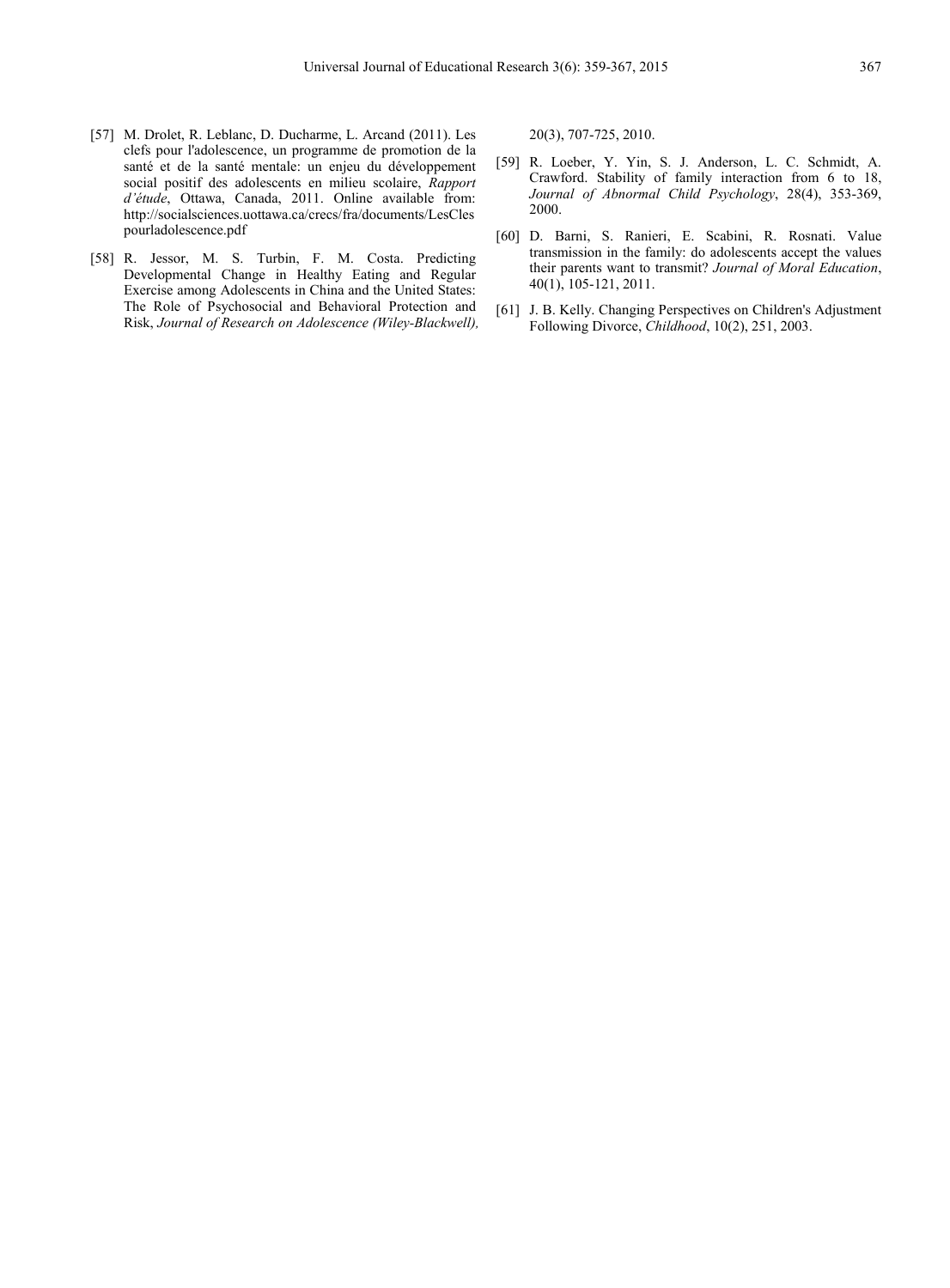[57] M. Drolet, R. Leblanc, D. Ducharme, L. Arcand (2011). Les clefs pour l'adolescence, un programme de promotion de la santé et de la santé mentale: un enjeu du développement social positif des adolescents en milieu scolaire, *Rapport d'étude*, Ottawa, Canada, 2011. Online available from: http://socialsciences.uottawa.ca/crecs/fra/documents/LesClespourladolescence.pdf

[58] R. Jessor, M. S. Turbin, F. M. Costa. Predicting Developmental Change in Healthy Eating and Regular Exercise among Adolescents in China and the United States: The Role of Psychosocial and Behavioral Protection and Risk, *Journal of Research on Adolescence (Wiley-Blackwell),* 20(3), 707-725, 2010.

[59] R. Loeber, Y. Yin, S. J. Anderson, L. C. Schmidt, A. Crawford. Stability of family interaction from 6 to 18, *Journal of Abnormal Child Psychology*, 28(4), 353-369, 2000.

[60] D. Barni, S. Ranieri, E. Scabini, R. Rosnati. Value transmission in the family: do adolescents accept the values their parents want to transmit? *Journal of Moral Education*, 40(1), 105-121, 2011.

[61] J. B. Kelly. Changing Perspectives on Children's Adjustment Following Divorce, *Childhood*, 10(2), 251, 2003.